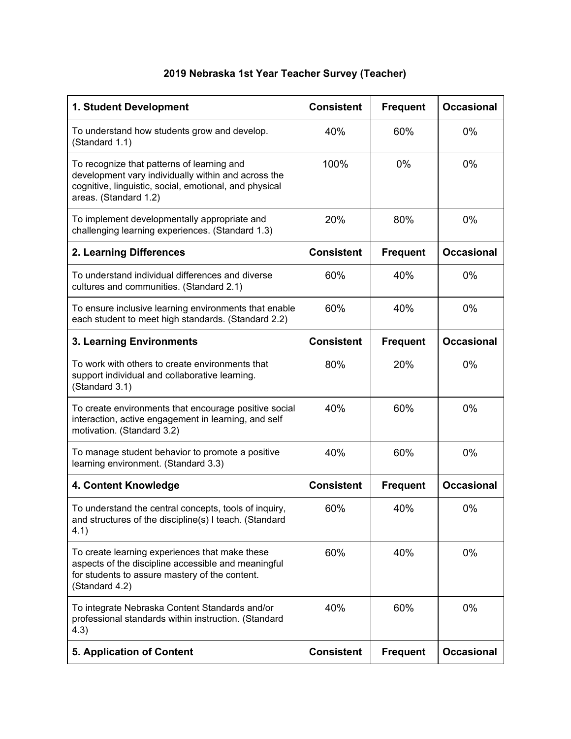# 2019 Nebraska 1st Year Teacher Survey (Teacher)

| 1. Student Development | Consistent | Frequent | Occasional |
|---|---|---|---|
| To understand how students grow and develop. (Standard 1.1) | 40% | 60% | 0% |
| To recognize that patterns of learning and development vary individually within and across the cognitive, linguistic, social, emotional, and physical areas. (Standard 1.2) | 100% | 0% | 0% |
| To implement developmentally appropriate and challenging learning experiences. (Standard 1.3) | 20% | 80% | 0% |
| **2. Learning Differences** | **Consistent** | **Frequent** | **Occasional** |
| To understand individual differences and diverse cultures and communities. (Standard 2.1) | 60% | 40% | 0% |
| To ensure inclusive learning environments that enable each student to meet high standards. (Standard 2.2) | 60% | 40% | 0% |
| **3. Learning Environments** | **Consistent** | **Frequent** | **Occasional** |
| To work with others to create environments that support individual and collaborative learning. (Standard 3.1) | 80% | 20% | 0% |
| To create environments that encourage positive social interaction, active engagement in learning, and self motivation. (Standard 3.2) | 40% | 60% | 0% |
| To manage student behavior to promote a positive learning environment. (Standard 3.3) | 40% | 60% | 0% |
| **4. Content Knowledge** | **Consistent** | **Frequent** | **Occasional** |
| To understand the central concepts, tools of inquiry, and structures of the discipline(s) I teach. (Standard 4.1) | 60% | 40% | 0% |
| To create learning experiences that make these aspects of the discipline accessible and meaningful for students to assure mastery of the content. (Standard 4.2) | 60% | 40% | 0% |
| To integrate Nebraska Content Standards and/or professional standards within instruction. (Standard 4.3) | 40% | 60% | 0% |
| **5. Application of Content** | **Consistent** | **Frequent** | **Occasional** |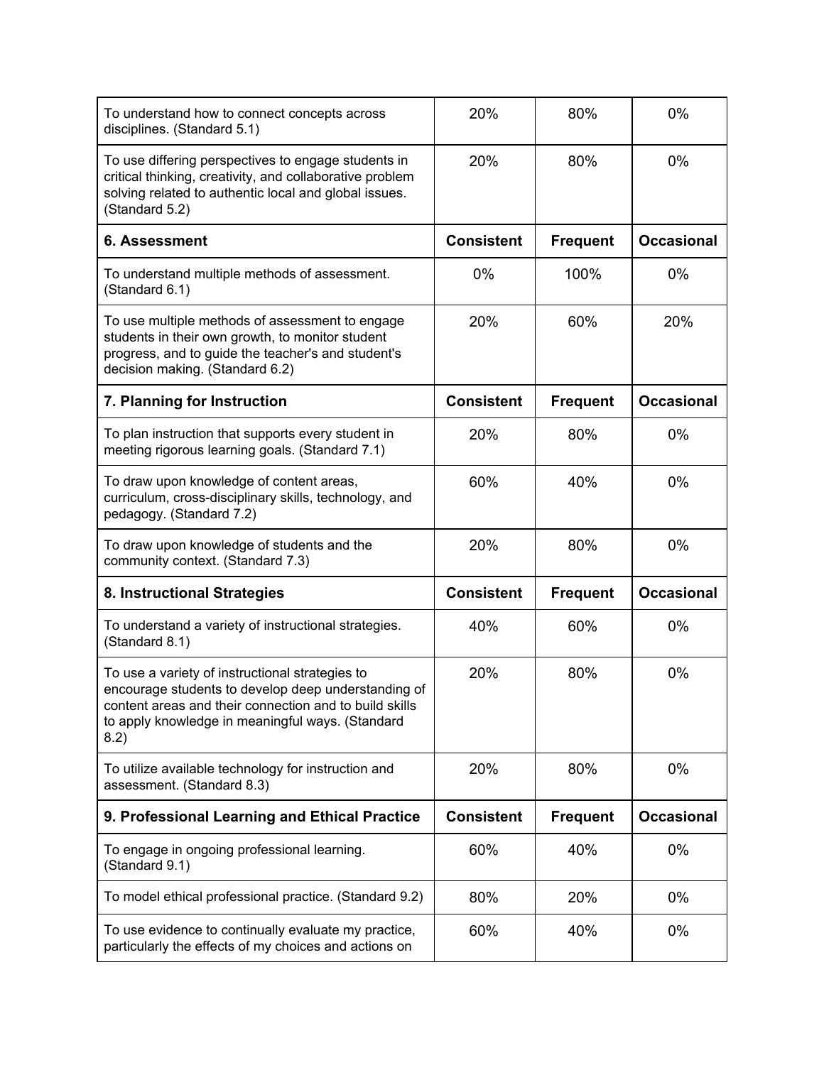| | | | |
|---|---|---|---|
| To understand how to connect concepts across disciplines. (Standard 5.1) | 20% | 80% | 0% |
| To use differing perspectives to engage students in critical thinking, creativity, and collaborative problem solving related to authentic local and global issues. (Standard 5.2) | 20% | 80% | 0% |
| **6. Assessment** | **Consistent** | **Frequent** | **Occasional** |
| To understand multiple methods of assessment. (Standard 6.1) | 0% | 100% | 0% |
| To use multiple methods of assessment to engage students in their own growth, to monitor student progress, and to guide the teacher's and student's decision making. (Standard 6.2) | 20% | 60% | 20% |
| **7. Planning for Instruction** | **Consistent** | **Frequent** | **Occasional** |
| To plan instruction that supports every student in meeting rigorous learning goals. (Standard 7.1) | 20% | 80% | 0% |
| To draw upon knowledge of content areas, curriculum, cross-disciplinary skills, technology, and pedagogy. (Standard 7.2) | 60% | 40% | 0% |
| To draw upon knowledge of students and the community context. (Standard 7.3) | 20% | 80% | 0% |
| **8. Instructional Strategies** | **Consistent** | **Frequent** | **Occasional** |
| To understand a variety of instructional strategies. (Standard 8.1) | 40% | 60% | 0% |
| To use a variety of instructional strategies to encourage students to develop deep understanding of content areas and their connection and to build skills to apply knowledge in meaningful ways. (Standard 8.2) | 20% | 80% | 0% |
| To utilize available technology for instruction and assessment. (Standard 8.3) | 20% | 80% | 0% |
| **9. Professional Learning and Ethical Practice** | **Consistent** | **Frequent** | **Occasional** |
| To engage in ongoing professional learning. (Standard 9.1) | 60% | 40% | 0% |
| To model ethical professional practice. (Standard 9.2) | 80% | 20% | 0% |
| To use evidence to continually evaluate my practice, particularly the effects of my choices and actions on | 60% | 40% | 0% |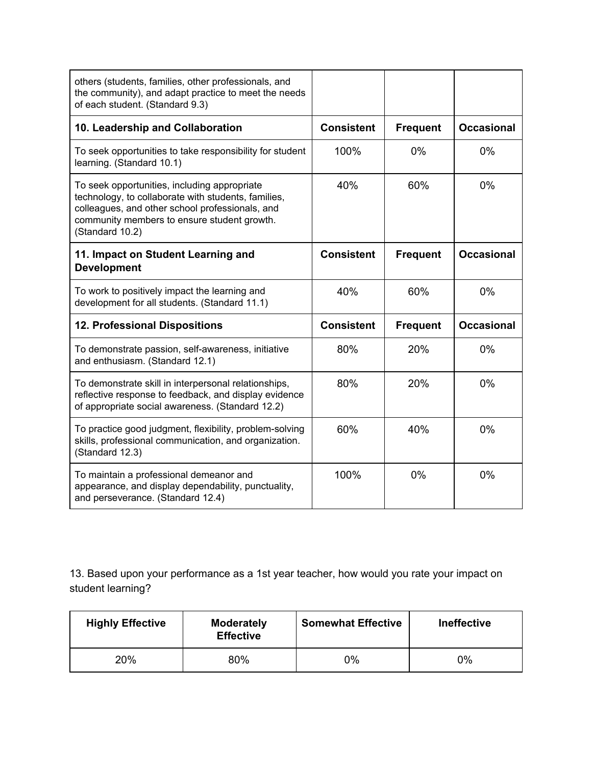| others (students, families, other professionals, and the community), and adapt practice to meet the needs of each student. (Standard 9.3) | | | |
| --- | --- | --- | --- |
| **10. Leadership and Collaboration** | **Consistent** | **Frequent** | **Occasional** |
| To seek opportunities to take responsibility for student learning. (Standard 10.1) | 100% | 0% | 0% |
| To seek opportunities, including appropriate technology, to collaborate with students, families, colleagues, and other school professionals, and community members to ensure student growth. (Standard 10.2) | 40% | 60% | 0% |
| **11. Impact on Student Learning and Development** | **Consistent** | **Frequent** | **Occasional** |
| To work to positively impact the learning and development for all students. (Standard 11.1) | 40% | 60% | 0% |
| **12. Professional Dispositions** | **Consistent** | **Frequent** | **Occasional** |
| To demonstrate passion, self-awareness, initiative and enthusiasm. (Standard 12.1) | 80% | 20% | 0% |
| To demonstrate skill in interpersonal relationships, reflective response to feedback, and display evidence of appropriate social awareness. (Standard 12.2) | 80% | 20% | 0% |
| To practice good judgment, flexibility, problem-solving skills, professional communication, and organization. (Standard 12.3) | 60% | 40% | 0% |
| To maintain a professional demeanor and appearance, and display dependability, punctuality, and perseverance. (Standard 12.4) | 100% | 0% | 0% |

13. Based upon your performance as a 1st year teacher, how would you rate your impact on student learning?

| Highly Effective | Moderately Effective | Somewhat Effective | Ineffective |
| --- | --- | --- | --- |
| 20% | 80% | 0% | 0% |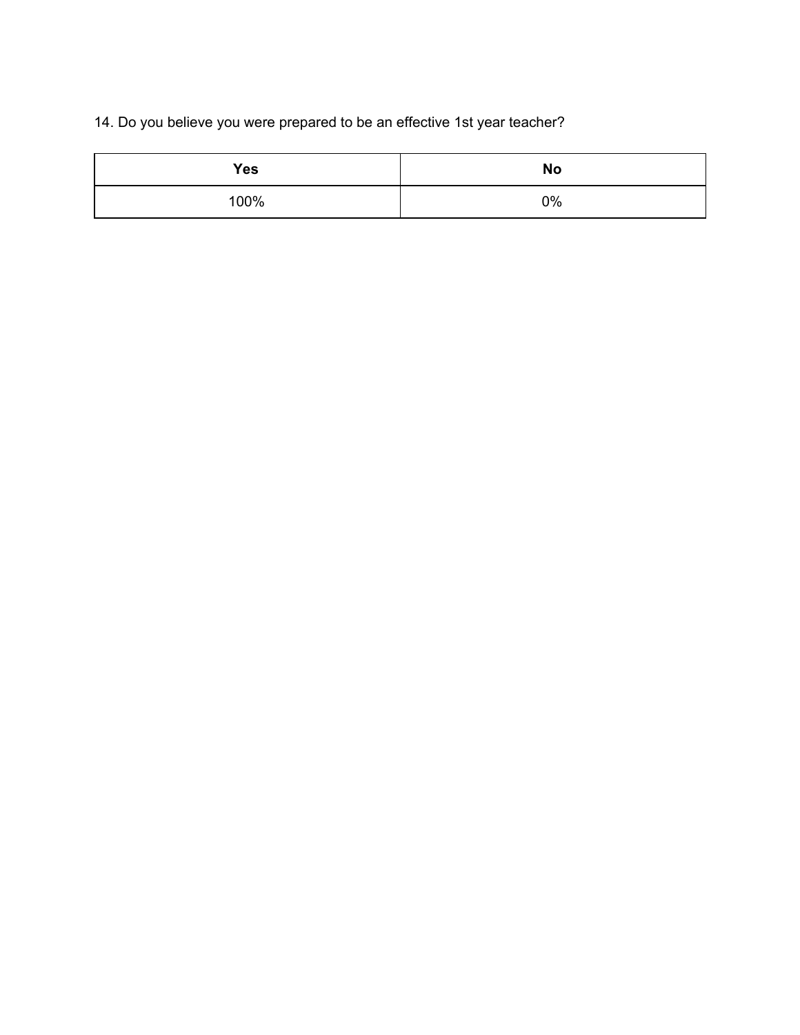14. Do you believe you were prepared to be an effective 1st year teacher?

| Yes | No |
|---|---|
| 100% | 0% |